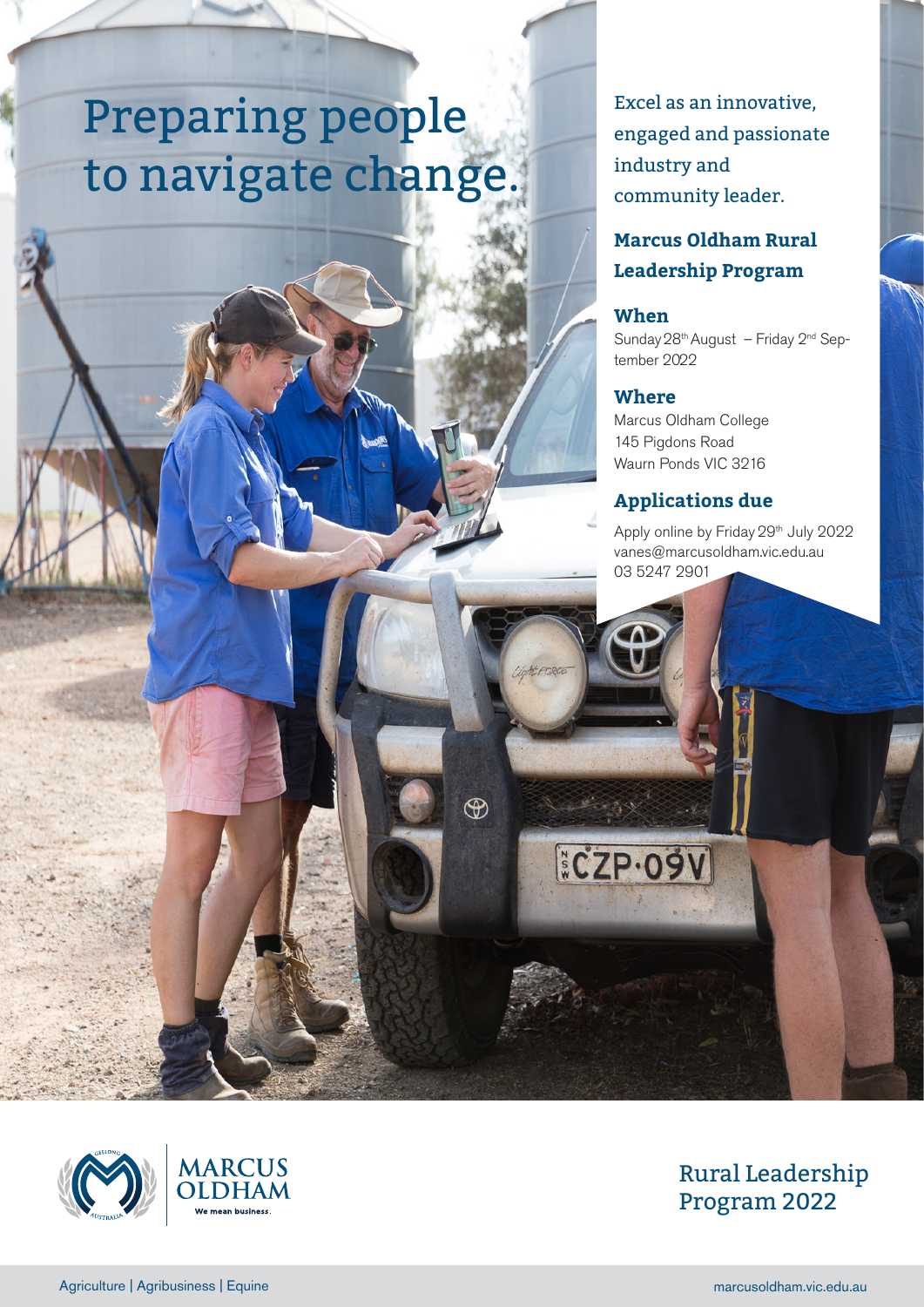# Preparing people to navigate change.

Excel as an innovative, engaged and passionate industry and community leader.

## Marcus Oldham Rural Leadership Program

### When

Sunday 28th August – Friday 2nd September 2022

### Where

Marcus Oldham College
145 Pigdons Road
Waurn Ponds VIC 3216

### Applications due

Apply online by Friday 29th July 2022
vanes@marcusoldham.vic.edu.au
03 5247 2901

MARCUS OLDHAM
We mean business.

Rural Leadership Program 2022

Agriculture | Agribusiness | Equine

marcusoldham.vic.edu.au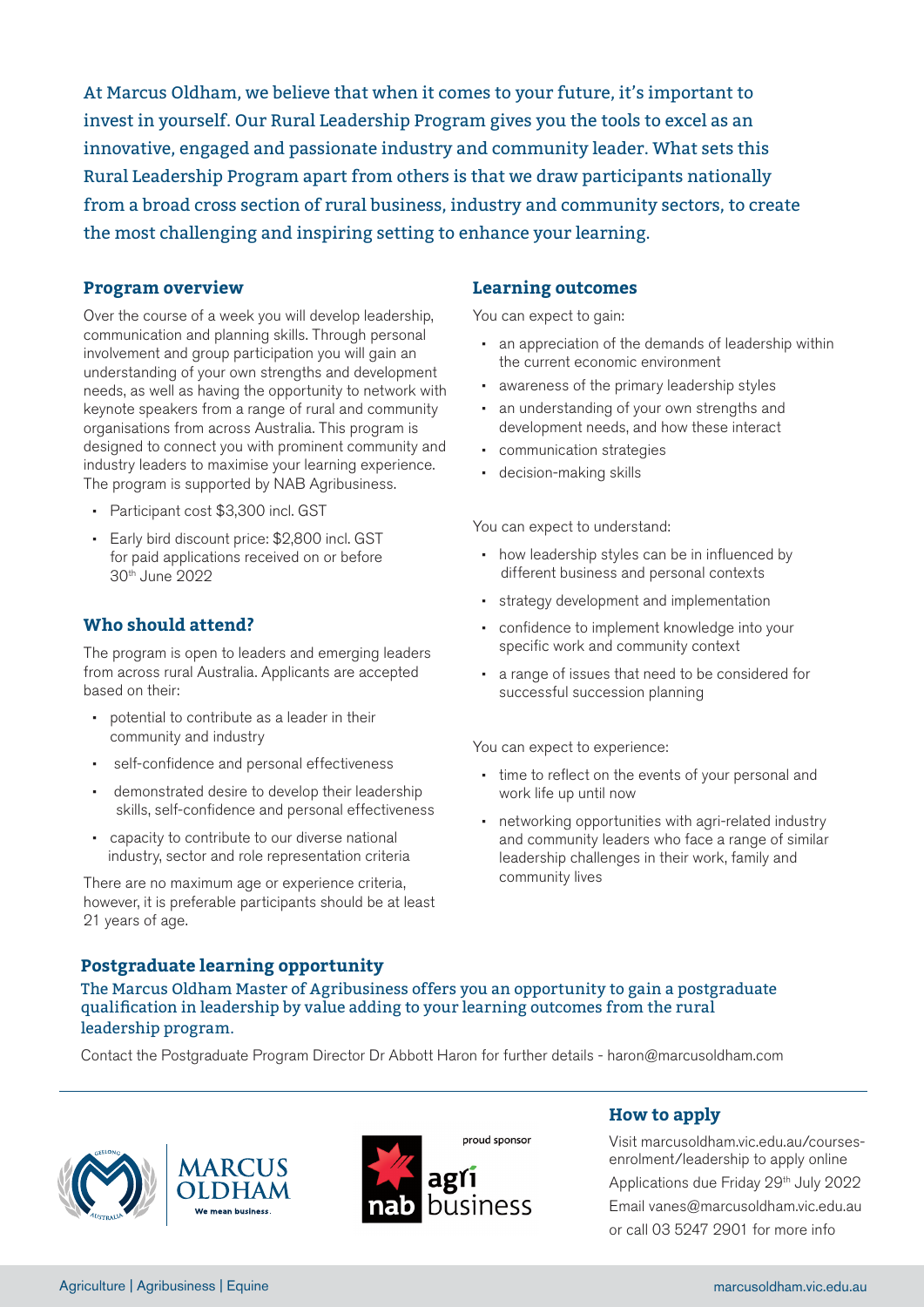At Marcus Oldham, we believe that when it comes to your future, it's important to invest in yourself. Our Rural Leadership Program gives you the tools to excel as an innovative, engaged and passionate industry and community leader. What sets this Rural Leadership Program apart from others is that we draw participants nationally from a broad cross section of rural business, industry and community sectors, to create the most challenging and inspiring setting to enhance your learning.

## Program overview

Over the course of a week you will develop leadership, communication and planning skills. Through personal involvement and group participation you will gain an understanding of your own strengths and development needs, as well as having the opportunity to network with keynote speakers from a range of rural and community organisations from across Australia. This program is designed to connect you with prominent community and industry leaders to maximise your learning experience. The program is supported by NAB Agribusiness.

- Participant cost $3,300 incl. GST
- Early bird discount price: $2,800 incl. GST for paid applications received on or before 30th June 2022

## Who should attend?

The program is open to leaders and emerging leaders from across rural Australia. Applicants are accepted based on their:

- potential to contribute as a leader in their community and industry
- self-confidence and personal effectiveness
- demonstrated desire to develop their leadership skills, self-confidence and personal effectiveness
- capacity to contribute to our diverse national industry, sector and role representation criteria

There are no maximum age or experience criteria, however, it is preferable participants should be at least 21 years of age.

## Learning outcomes

You can expect to gain:

- an appreciation of the demands of leadership within the current economic environment
- awareness of the primary leadership styles
- an understanding of your own strengths and development needs, and how these interact
- communication strategies
- decision-making skills

You can expect to understand:

- how leadership styles can be in influenced by different business and personal contexts
- strategy development and implementation
- confidence to implement knowledge into your specific work and community context
- a range of issues that need to be considered for successful succession planning

You can expect to experience:

- time to reflect on the events of your personal and work life up until now
- networking opportunities with agri-related industry and community leaders who face a range of similar leadership challenges in their work, family and community lives

## Postgraduate learning opportunity

The Marcus Oldham Master of Agribusiness offers you an opportunity to gain a postgraduate qualification in leadership by value adding to your learning outcomes from the rural leadership program.

Contact the Postgraduate Program Director Dr Abbott Haron for further details - haron@marcusoldham.com

MARCUS OLDHAM
We mean business.

proud sponsor
nab agribusiness

## How to apply

Visit marcusoldham.vic.edu.au/courses-enrolment/leadership to apply online

Applications due Friday 29th July 2022

Email vanes@marcusoldham.vic.edu.au or call 03 5247 2901 for more info

Agriculture | Agribusiness | Equine

marcusoldham.vic.edu.au